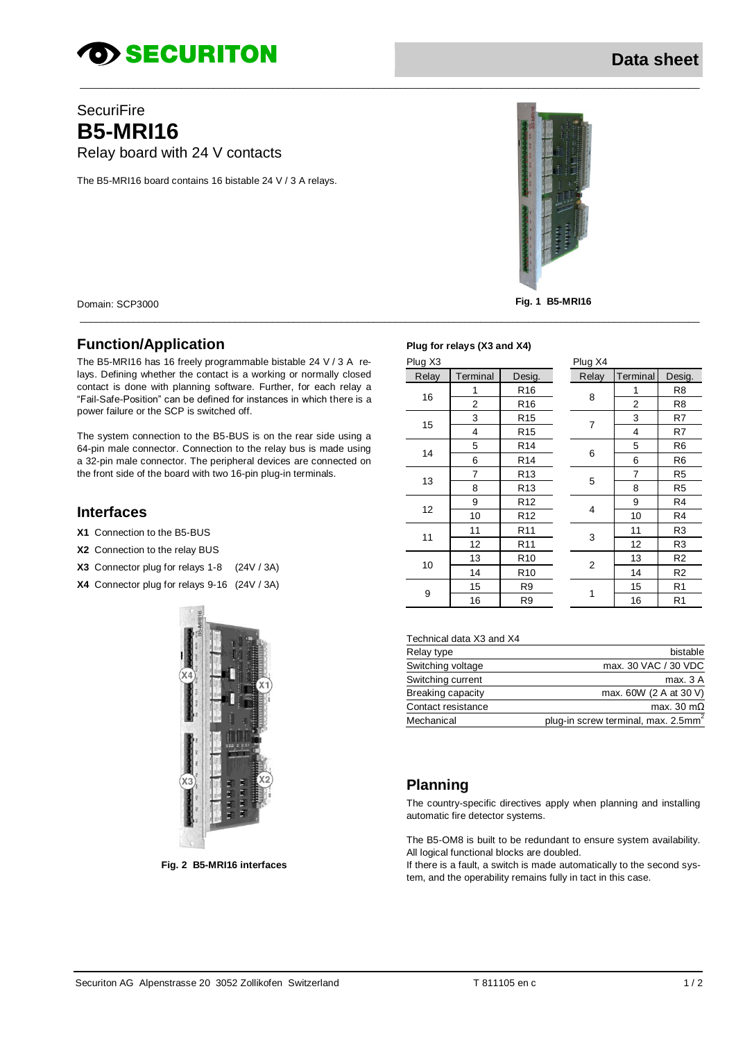SECURITON

Data sheet

SecuriFire

# B5-MRI16

Relay board with 24 V contacts

The B5-MRI16 board contains 16 bistable 24 V / 3 A relays.

Domain: SCP3000

**Fig. 1 B5-MRI16**

## Function/Application

The B5-MRI16 has 16 freely programmable bistable 24 V / 3 A relays. Defining whether the contact is a working or normally closed contact is done with planning software. Further, for each relay a "Fail-Safe-Position" can be defined for instances in which there is a power failure or the SCP is switched off.

The system connection to the B5-BUS is on the rear side using a 64-pin male connector. Connection to the relay bus is made using a 32-pin male connector. The peripheral devices are connected on the front side of the board with two 16-pin plug-in terminals.

## Interfaces

**X1** Connection to the B5-BUS

**X2** Connection to the relay BUS

**X3** Connector plug for relays 1-8 (24V / 3A)

**X4** Connector plug for relays 9-16 (24V / 3A)

**Fig. 2 B5-MRI16 interfaces**

**Plug for relays (X3 and X4)**

Plug X3

| Relay | Terminal | Desig. |
|---|---|---|
| 16 | 1 | R16 |
| | 2 | R16 |
| 15 | 3 | R15 |
| | 4 | R15 |
| 14 | 5 | R14 |
| | 6 | R14 |
| 13 | 7 | R13 |
| | 8 | R13 |
| 12 | 9 | R12 |
| | 10 | R12 |
| 11 | 11 | R11 |
| | 12 | R11 |
| 10 | 13 | R10 |
| | 14 | R10 |
| 9 | 15 | R9 |
| | 16 | R9 |

Plug X4

| Relay | Terminal | Desig. |
|---|---|---|
| 8 | 1 | R8 |
| | 2 | R8 |
| 7 | 3 | R7 |
| | 4 | R7 |
| 6 | 5 | R6 |
| | 6 | R6 |
| 5 | 7 | R5 |
| | 8 | R5 |
| 4 | 9 | R4 |
| | 10 | R4 |
| 3 | 11 | R3 |
| | 12 | R3 |
| 2 | 13 | R2 |
| | 14 | R2 |
| 1 | 15 | R1 |
| | 16 | R1 |

| Technical data X3 and X4 | |
|---|---|
| Relay type | bistable |
| Switching voltage | max. 30 VAC / 30 VDC |
| Switching current | max. 3 A |
| Breaking capacity | max. 60W (2 A at 30 V) |
| Contact resistance | max. 30 mΩ |
| Mechanical | plug-in screw terminal, max. 2.5mm$^2$ |

## Planning

The country-specific directives apply when planning and installing automatic fire detector systems.

The B5-OM8 is built to be redundant to ensure system availability. All logical functional blocks are doubled.
If there is a fault, a switch is made automatically to the second system, and the operability remains fully in tact in this case.

Securiton AG Alpenstrasse 20 3052 Zollikofen Switzerland T 811105 en c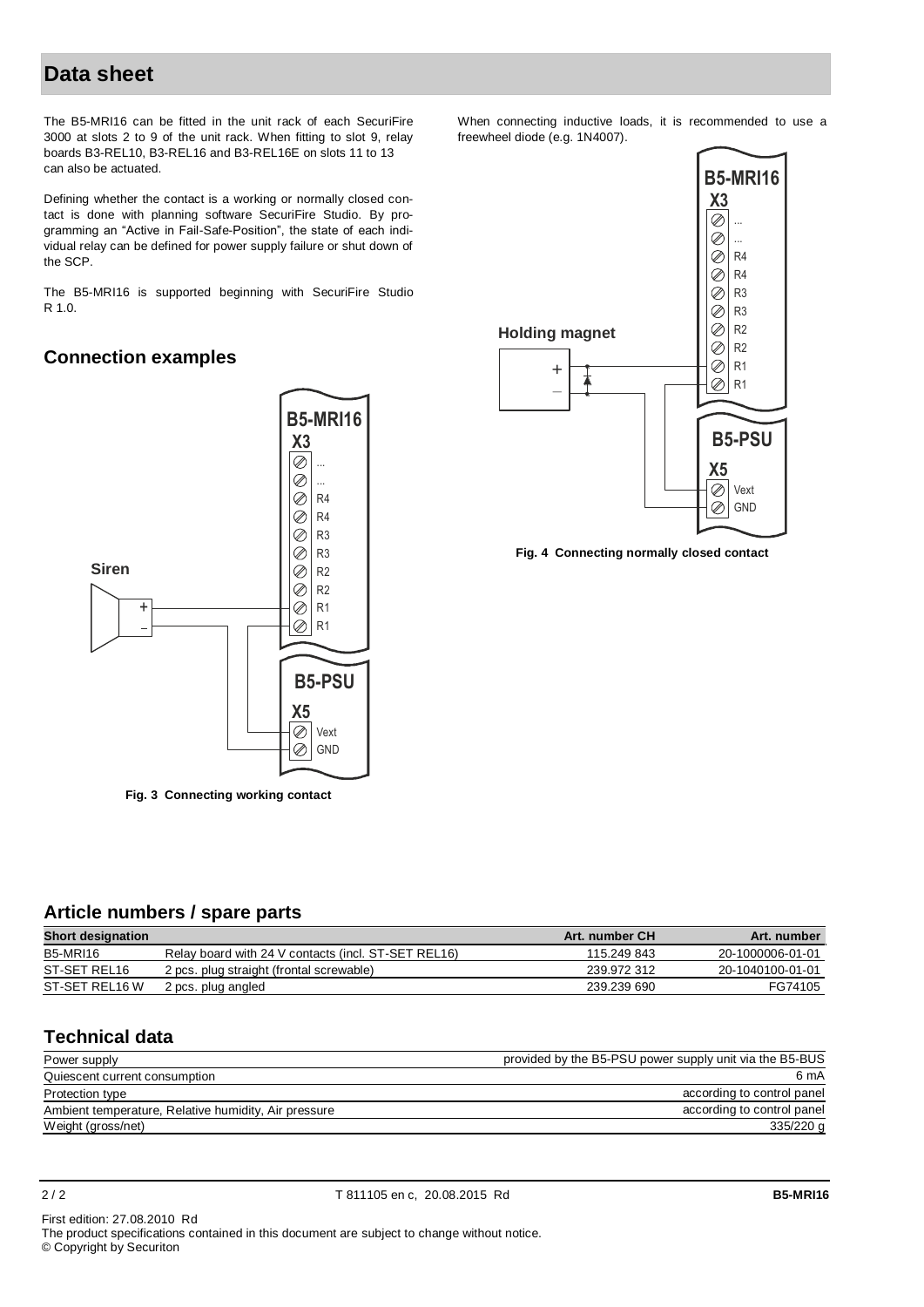# Data sheet

The B5-MRI16 can be fitted in the unit rack of each SecuriFire 3000 at slots 2 to 9 of the unit rack. When fitting to slot 9, relay boards B3-REL10, B3-REL16 and B3-REL16E on slots 11 to 13 can also be actuated.

Defining whether the contact is a working or normally closed contact is done with planning software SecuriFire Studio. By programming an "Active in Fail-Safe-Position", the state of each individual relay can be defined for power supply failure or shut down of the SCP.

The B5-MRI16 is supported beginning with SecuriFire Studio R 1.0.

## Connection examples

Siren

B5-MRI16

X3

...
...
R4
R4
R3
R3
R2
R2
R1
R1

B5-PSU

X5

Vext
GND

**Fig. 3 Connecting working contact**

When connecting inductive loads, it is recommended to use a freewheel diode (e.g. 1N4007).

Holding magnet

B5-MRI16

X3

...
...
R4
R4
R3
R3
R2
R2
R1
R1

B5-PSU

X5

Vext
GND

**Fig. 4 Connecting normally closed contact**

## Article numbers / spare parts

| Short designation | | Art. number CH | Art. number |
|---|---|---|---|
| B5-MRI16 | Relay board with 24 V contacts (incl. ST-SET REL16) | 115.249 843 | 20-1000006-01-01 |
| ST-SET REL16 | 2 pcs. plug straight (frontal screwable) | 239.972 312 | 20-1040100-01-01 |
| ST-SET REL16 W | 2 pcs. plug angled | 239.239 690 | FG74105 |

## Technical data

| | |
|---|---|
| Power supply | provided by the B5-PSU power supply unit via the B5-BUS |
| Quiescent current consumption | 6 mA |
| Protection type | according to control panel |
| Ambient temperature, Relative humidity, Air pressure | according to control panel |
| Weight (gross/net) | 335/220 g |

First edition: 27.08.2010 Rd
The product specifications contained in this document are subject to change without notice.
© Copyright by Securiton